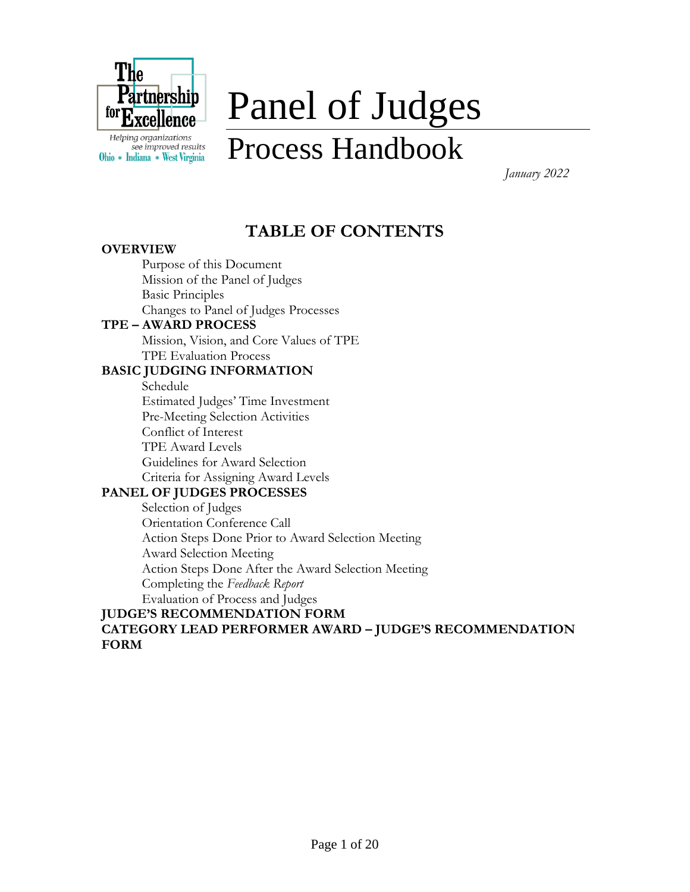The Partnership for Excellence

Helping organizations see improved results

Ohio * Indiana * West Virginia

# Panel of Judges

## Process Handbook

*January 2022*

## TABLE OF CONTENTS

**OVERVIEW**
- Purpose of this Document
- Mission of the Panel of Judges
- Basic Principles
- Changes to Panel of Judges Processes

**TPE – AWARD PROCESS**
- Mission, Vision, and Core Values of TPE
- TPE Evaluation Process

**BASIC JUDGING INFORMATION**
- Schedule
- Estimated Judges' Time Investment
- Pre-Meeting Selection Activities
- Conflict of Interest
- TPE Award Levels
- Guidelines for Award Selection
- Criteria for Assigning Award Levels

**PANEL OF JUDGES PROCESSES**
- Selection of Judges
- Orientation Conference Call
- Action Steps Done Prior to Award Selection Meeting
- Award Selection Meeting
- Action Steps Done After the Award Selection Meeting
- Completing the *Feedback Report*
- Evaluation of Process and Judges

**JUDGE'S RECOMMENDATION FORM**

**CATEGORY LEAD PERFORMER AWARD – JUDGE'S RECOMMENDATION FORM**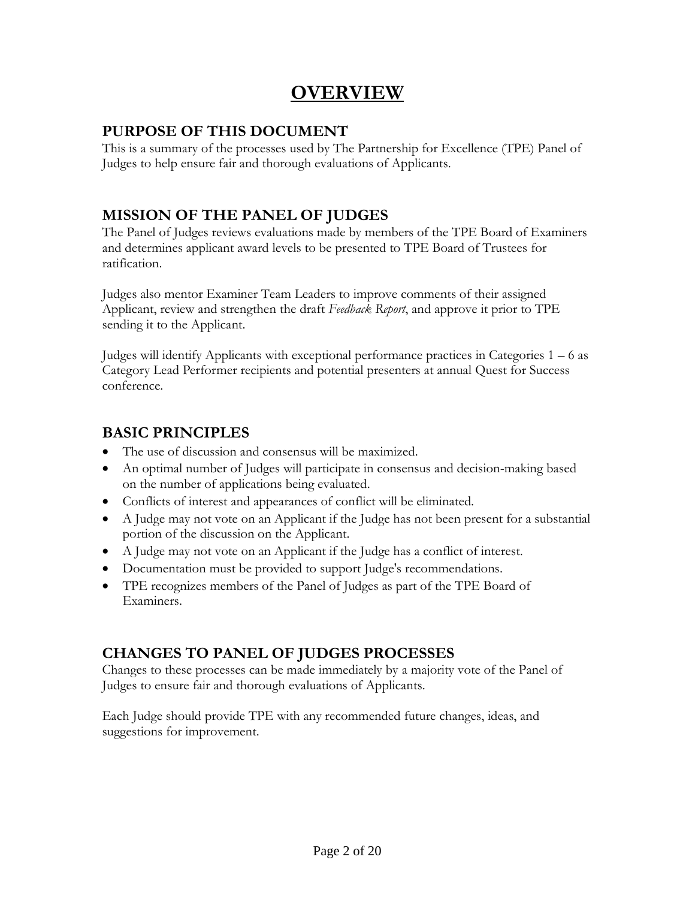# OVERVIEW

## PURPOSE OF THIS DOCUMENT

This is a summary of the processes used by The Partnership for Excellence (TPE) Panel of Judges to help ensure fair and thorough evaluations of Applicants.

## MISSION OF THE PANEL OF JUDGES

The Panel of Judges reviews evaluations made by members of the TPE Board of Examiners and determines applicant award levels to be presented to TPE Board of Trustees for ratification.

Judges also mentor Examiner Team Leaders to improve comments of their assigned Applicant, review and strengthen the draft *Feedback Report*, and approve it prior to TPE sending it to the Applicant.

Judges will identify Applicants with exceptional performance practices in Categories 1 – 6 as Category Lead Performer recipients and potential presenters at annual Quest for Success conference.

## BASIC PRINCIPLES

- The use of discussion and consensus will be maximized.
- An optimal number of Judges will participate in consensus and decision-making based on the number of applications being evaluated.
- Conflicts of interest and appearances of conflict will be eliminated.
- A Judge may not vote on an Applicant if the Judge has not been present for a substantial portion of the discussion on the Applicant.
- A Judge may not vote on an Applicant if the Judge has a conflict of interest.
- Documentation must be provided to support Judge's recommendations.
- TPE recognizes members of the Panel of Judges as part of the TPE Board of Examiners.

## CHANGES TO PANEL OF JUDGES PROCESSES

Changes to these processes can be made immediately by a majority vote of the Panel of Judges to ensure fair and thorough evaluations of Applicants.

Each Judge should provide TPE with any recommended future changes, ideas, and suggestions for improvement.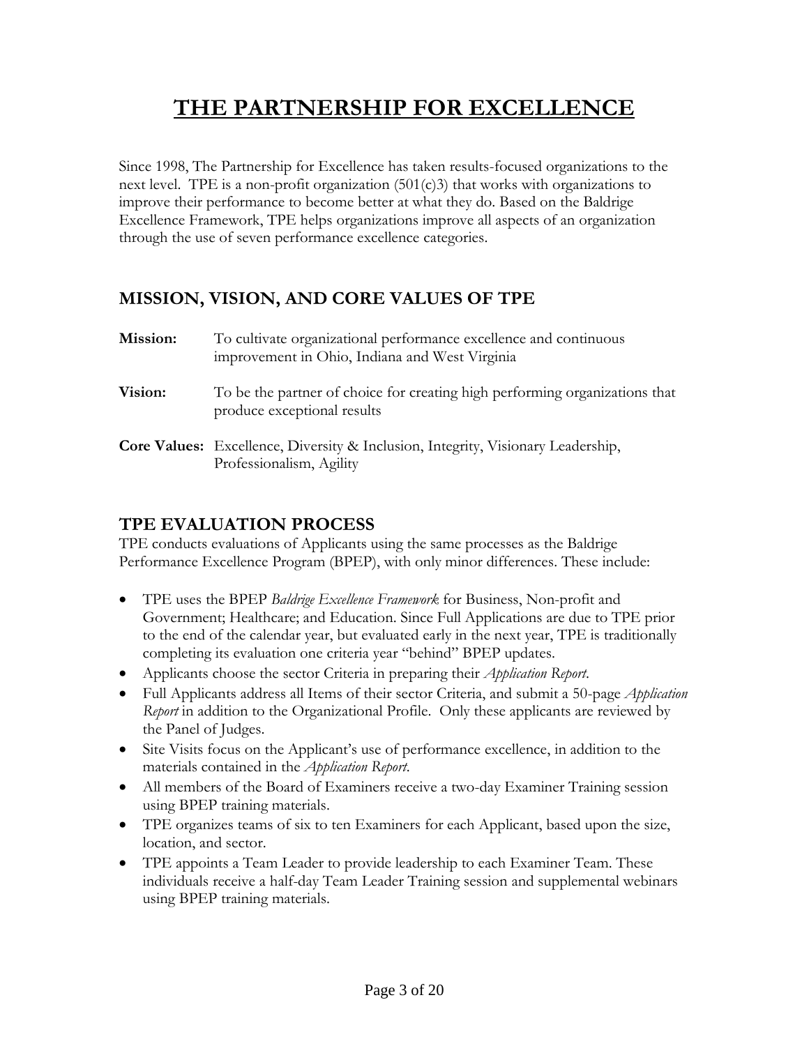# THE PARTNERSHIP FOR EXCELLENCE

Since 1998, The Partnership for Excellence has taken results-focused organizations to the next level. TPE is a non-profit organization (501(c)3) that works with organizations to improve their performance to become better at what they do. Based on the Baldrige Excellence Framework, TPE helps organizations improve all aspects of an organization through the use of seven performance excellence categories.

## MISSION, VISION, AND CORE VALUES OF TPE

**Mission:** To cultivate organizational performance excellence and continuous improvement in Ohio, Indiana and West Virginia

**Vision:** To be the partner of choice for creating high performing organizations that produce exceptional results

**Core Values:** Excellence, Diversity & Inclusion, Integrity, Visionary Leadership, Professionalism, Agility

## TPE EVALUATION PROCESS

TPE conducts evaluations of Applicants using the same processes as the Baldrige Performance Excellence Program (BPEP), with only minor differences. These include:

- TPE uses the BPEP *Baldrige Excellence Framework* for Business, Non-profit and Government; Healthcare; and Education. Since Full Applications are due to TPE prior to the end of the calendar year, but evaluated early in the next year, TPE is traditionally completing its evaluation one criteria year "behind" BPEP updates.
- Applicants choose the sector Criteria in preparing their *Application Report*.
- Full Applicants address all Items of their sector Criteria, and submit a 50-page *Application Report* in addition to the Organizational Profile. Only these applicants are reviewed by the Panel of Judges.
- Site Visits focus on the Applicant's use of performance excellence, in addition to the materials contained in the *Application Report*.
- All members of the Board of Examiners receive a two-day Examiner Training session using BPEP training materials.
- TPE organizes teams of six to ten Examiners for each Applicant, based upon the size, location, and sector.
- TPE appoints a Team Leader to provide leadership to each Examiner Team. These individuals receive a half-day Team Leader Training session and supplemental webinars using BPEP training materials.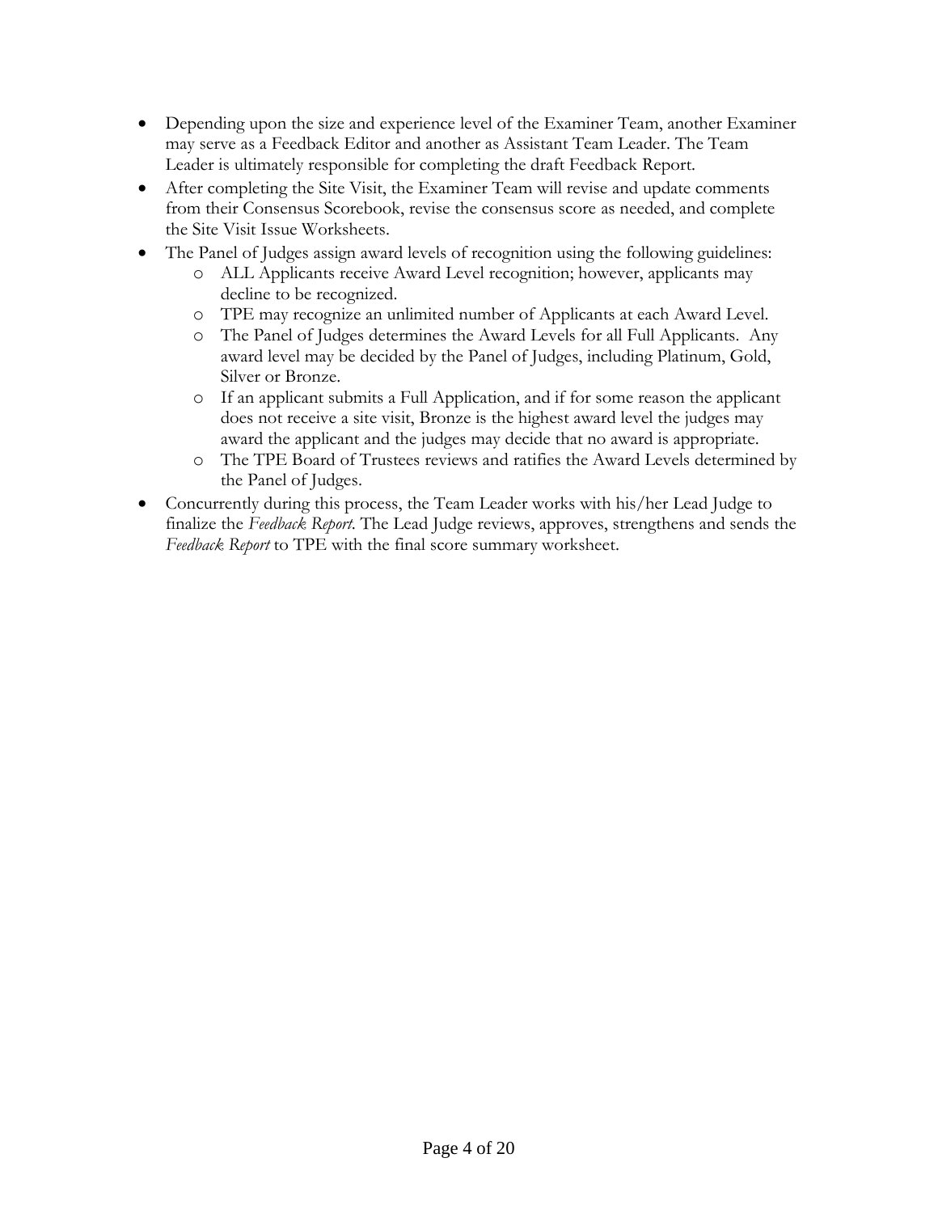- Depending upon the size and experience level of the Examiner Team, another Examiner may serve as a Feedback Editor and another as Assistant Team Leader. The Team Leader is ultimately responsible for completing the draft Feedback Report.
- After completing the Site Visit, the Examiner Team will revise and update comments from their Consensus Scorebook, revise the consensus score as needed, and complete the Site Visit Issue Worksheets.
- The Panel of Judges assign award levels of recognition using the following guidelines:
    - ALL Applicants receive Award Level recognition; however, applicants may decline to be recognized.
    - TPE may recognize an unlimited number of Applicants at each Award Level.
    - The Panel of Judges determines the Award Levels for all Full Applicants. Any award level may be decided by the Panel of Judges, including Platinum, Gold, Silver or Bronze.
    - If an applicant submits a Full Application, and if for some reason the applicant does not receive a site visit, Bronze is the highest award level the judges may award the applicant and the judges may decide that no award is appropriate.
    - The TPE Board of Trustees reviews and ratifies the Award Levels determined by the Panel of Judges.
- Concurrently during this process, the Team Leader works with his/her Lead Judge to finalize the *Feedback Report*. The Lead Judge reviews, approves, strengthens and sends the *Feedback Report* to TPE with the final score summary worksheet.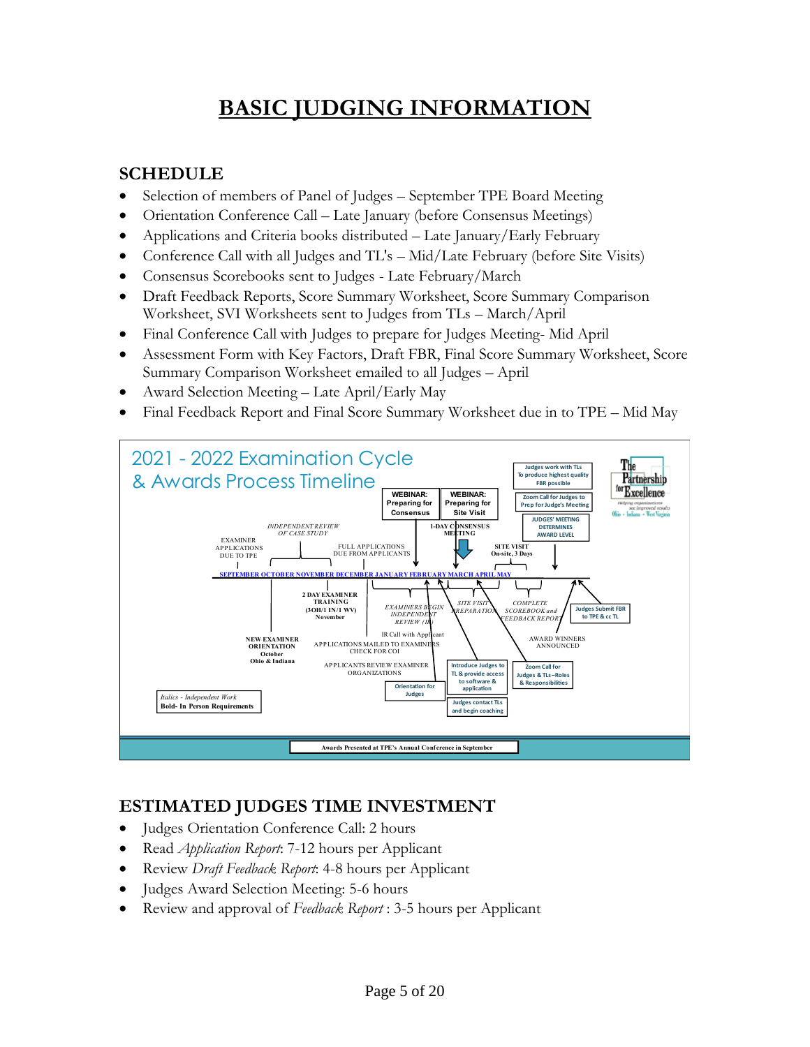# BASIC JUDGING INFORMATION

## SCHEDULE

- Selection of members of Panel of Judges – September TPE Board Meeting
- Orientation Conference Call – Late January (before Consensus Meetings)
- Applications and Criteria books distributed – Late January/Early February
- Conference Call with all Judges and TL's – Mid/Late February (before Site Visits)
- Consensus Scorebooks sent to Judges - Late February/March
- Draft Feedback Reports, Score Summary Worksheet, Score Summary Comparison Worksheet, SVI Worksheets sent to Judges from TLs – March/April
- Final Conference Call with Judges to prepare for Judges Meeting- Mid April
- Assessment Form with Key Factors, Draft FBR, Final Score Summary Worksheet, Score Summary Comparison Worksheet emailed to all Judges – April
- Award Selection Meeting – Late April/Early May
- Final Feedback Report and Final Score Summary Worksheet due in to TPE – Mid May

2021 - 2022 Examination Cycle & Awards Process Timeline

SEPTEMBER OCTOBER NOVEMBER DECEMBER JANUARY FEBRUARY MARCH APRIL MAY

- EXAMINER APPLICATIONS DUE TO TPE
- *INDEPENDENT REVIEW OF CASE STUDY*
- FULL APPLICATIONS DUE FROM APPLICANTS
- WEBINAR: Preparing for Consensus
- WEBINAR: Preparing for Site Visit
- 1-DAY CONSENSUS MEETING
- SITE VISIT On-site, 3 Days
- Judges work with TLs To produce highest quality FBR possible
- Zoom Call for Judges to Prep for Judge's Meeting
- JUDGES' MEETING DETERMINES AWARD LEVEL
- NEW EXAMINER ORIENTATION October Ohio & Indiana
- 2 DAY EXAMINER TRAINING (3OH/1 IN/1 WV) November
- *EXAMINERS BEGIN INDEPENDENT REVIEW (IR)*
- IR Call with Applicant
- APPLICATIONS MAILED TO EXAMINERS CHECK FOR COI
- APPLICANTS REVIEW EXAMINER ORGANIZATIONS
- *SITE VISIT PREPARATION*
- *COMPLETE SCOREBOOK and FEEDBACK REPORT*
- Judges Submit FBR to TPE & cc TL
- AWARD WINNERS ANNOUNCED
- Orientation for Judges
- Introduce Judges to TL & provide access to software & application
- Judges contact TLs and begin coaching
- Zoom Call for Judges & TLs–Roles & Responsibilities

*Italics - Independent Work*
**Bold- In Person Requirements**

Awards Presented at TPE's Annual Conference in September

## ESTIMATED JUDGES TIME INVESTMENT

- Judges Orientation Conference Call: 2 hours
- Read *Application Report*: 7-12 hours per Applicant
- Review *Draft Feedback Report*: 4-8 hours per Applicant
- Judges Award Selection Meeting: 5-6 hours
- Review and approval of *Feedback Report* : 3-5 hours per Applicant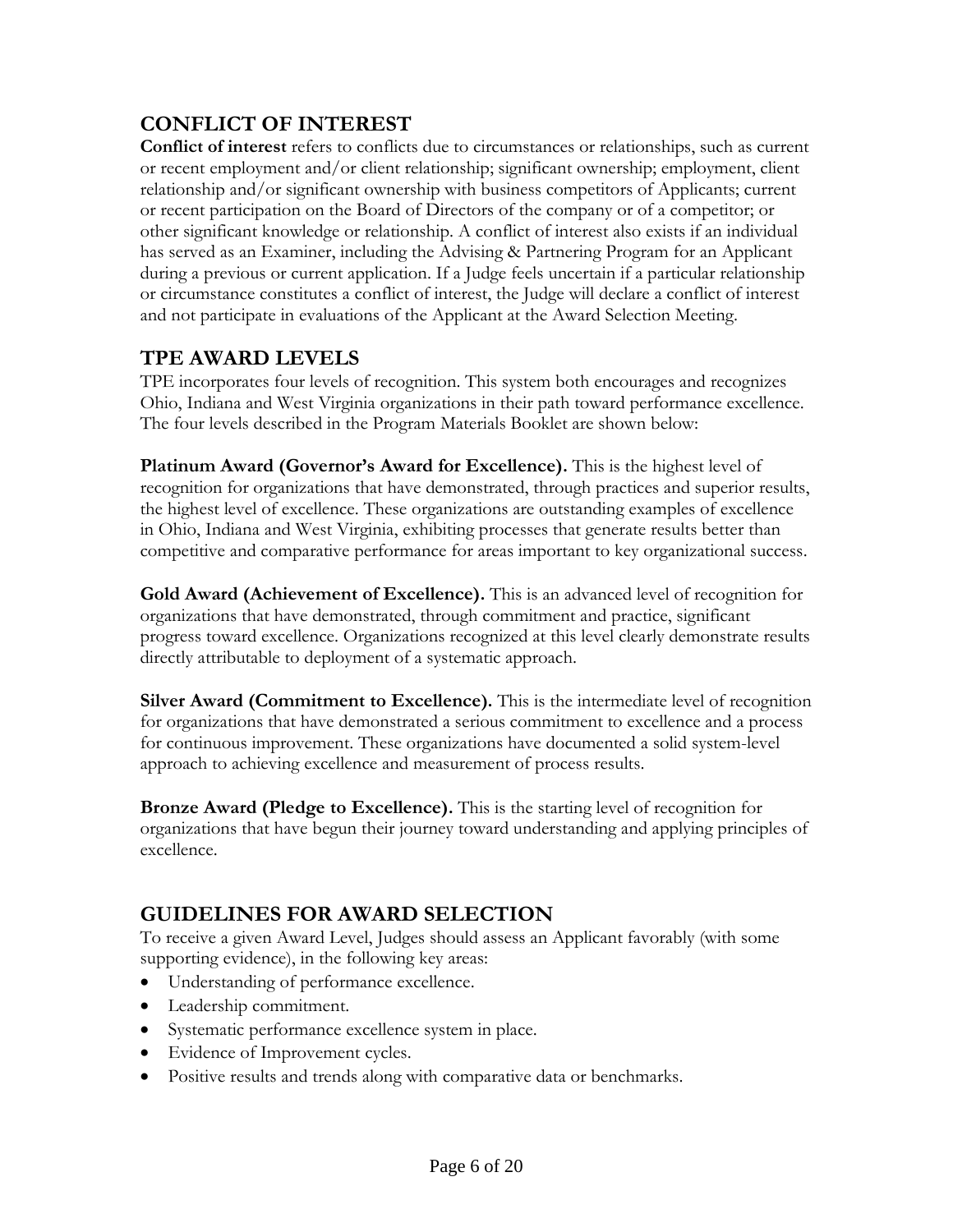## CONFLICT OF INTEREST

**Conflict of interest** refers to conflicts due to circumstances or relationships, such as current or recent employment and/or client relationship; significant ownership; employment, client relationship and/or significant ownership with business competitors of Applicants; current or recent participation on the Board of Directors of the company or of a competitor; or other significant knowledge or relationship. A conflict of interest also exists if an individual has served as an Examiner, including the Advising & Partnering Program for an Applicant during a previous or current application. If a Judge feels uncertain if a particular relationship or circumstance constitutes a conflict of interest, the Judge will declare a conflict of interest and not participate in evaluations of the Applicant at the Award Selection Meeting.

## TPE AWARD LEVELS

TPE incorporates four levels of recognition. This system both encourages and recognizes Ohio, Indiana and West Virginia organizations in their path toward performance excellence. The four levels described in the Program Materials Booklet are shown below:

**Platinum Award (Governor's Award for Excellence).** This is the highest level of recognition for organizations that have demonstrated, through practices and superior results, the highest level of excellence. These organizations are outstanding examples of excellence in Ohio, Indiana and West Virginia, exhibiting processes that generate results better than competitive and comparative performance for areas important to key organizational success.

**Gold Award (Achievement of Excellence).** This is an advanced level of recognition for organizations that have demonstrated, through commitment and practice, significant progress toward excellence. Organizations recognized at this level clearly demonstrate results directly attributable to deployment of a systematic approach.

**Silver Award (Commitment to Excellence).** This is the intermediate level of recognition for organizations that have demonstrated a serious commitment to excellence and a process for continuous improvement. These organizations have documented a solid system-level approach to achieving excellence and measurement of process results.

**Bronze Award (Pledge to Excellence).** This is the starting level of recognition for organizations that have begun their journey toward understanding and applying principles of excellence.

## GUIDELINES FOR AWARD SELECTION

To receive a given Award Level, Judges should assess an Applicant favorably (with some supporting evidence), in the following key areas:

- Understanding of performance excellence.
- Leadership commitment.
- Systematic performance excellence system in place.
- Evidence of Improvement cycles.
- Positive results and trends along with comparative data or benchmarks.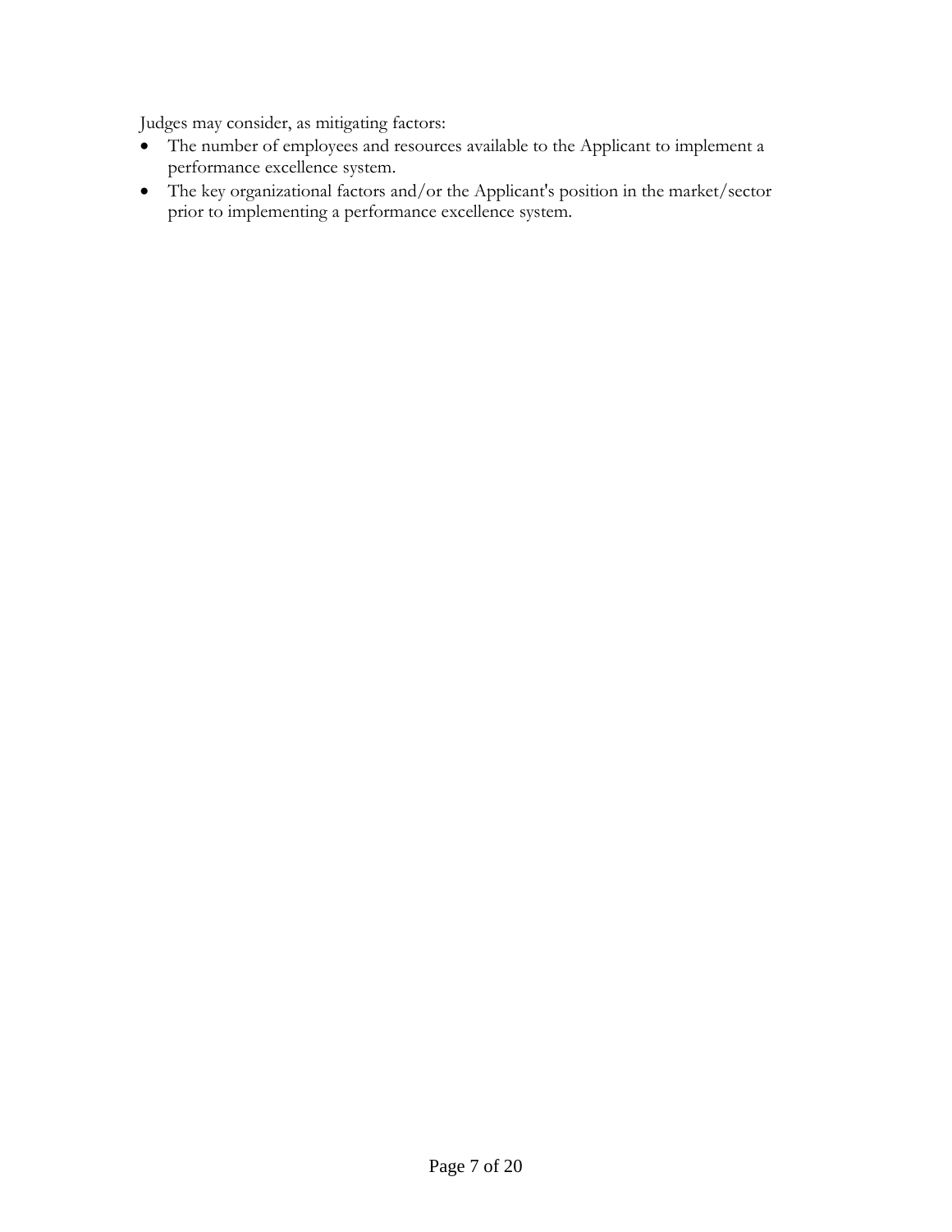Judges may consider, as mitigating factors:

- The number of employees and resources available to the Applicant to implement a performance excellence system.
- The key organizational factors and/or the Applicant's position in the market/sector prior to implementing a performance excellence system.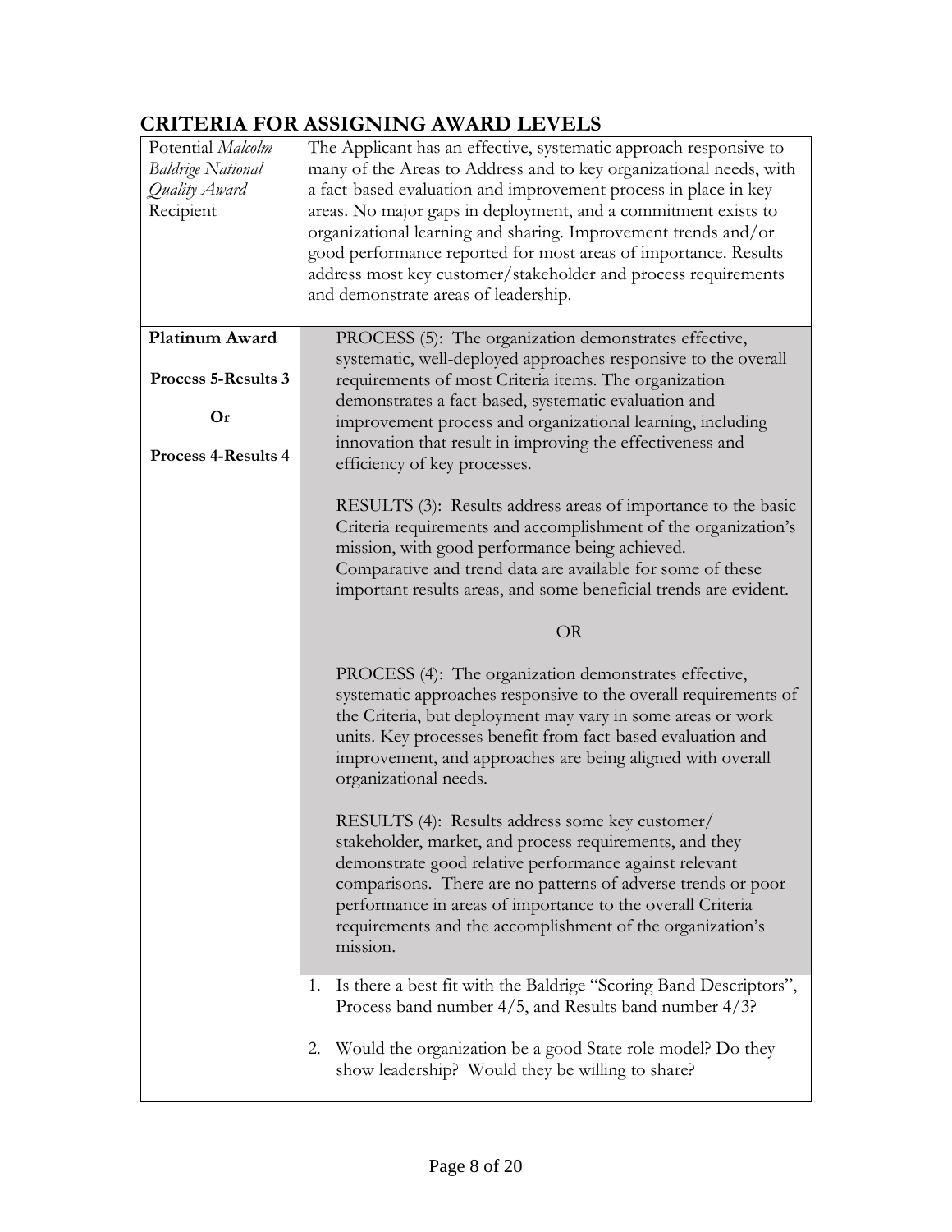## CRITERIA FOR ASSIGNING AWARD LEVELS

| | |
|---|---|
| Potential *Malcolm Baldrige National Quality Award* Recipient | The Applicant has an effective, systematic approach responsive to many of the Areas to Address and to key organizational needs, with a fact-based evaluation and improvement process in place in key areas. No major gaps in deployment, and a commitment exists to organizational learning and sharing. Improvement trends and/or good performance reported for most areas of importance. Results address most key customer/stakeholder and process requirements and demonstrate areas of leadership. |
| **Platinum Award**<br><br>**Process 5-Results 3**<br><br>**Or**<br><br>**Process 4-Results 4** | PROCESS (5): The organization demonstrates effective, systematic, well-deployed approaches responsive to the overall requirements of most Criteria items. The organization demonstrates a fact-based, systematic evaluation and improvement process and organizational learning, including innovation that result in improving the effectiveness and efficiency of key processes.<br><br>RESULTS (3): Results address areas of importance to the basic Criteria requirements and accomplishment of the organization's mission, with good performance being achieved. Comparative and trend data are available for some of these important results areas, and some beneficial trends are evident.<br><br>OR<br><br>PROCESS (4): The organization demonstrates effective, systematic approaches responsive to the overall requirements of the Criteria, but deployment may vary in some areas or work units. Key processes benefit from fact-based evaluation and improvement, and approaches are being aligned with overall organizational needs.<br><br>RESULTS (4): Results address some key customer/ stakeholder, market, and process requirements, and they demonstrate good relative performance against relevant comparisons. There are no patterns of adverse trends or poor performance in areas of importance to the overall Criteria requirements and the accomplishment of the organization's mission.<br><br>1. Is there a best fit with the Baldrige "Scoring Band Descriptors", Process band number 4/5, and Results band number 4/3?<br><br>2. Would the organization be a good State role model? Do they show leadership? Would they be willing to share? |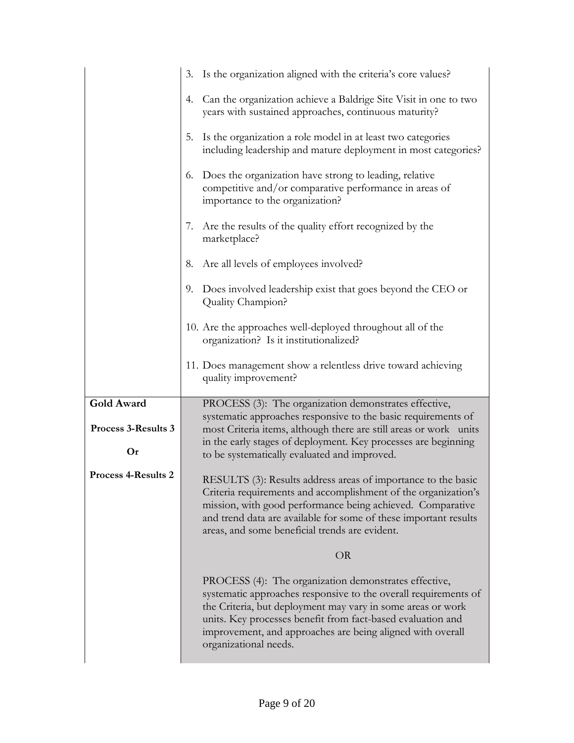| | |
|---|---|
| | 3. Is the organization aligned with the criteria's core values?<br><br>4. Can the organization achieve a Baldrige Site Visit in one to two years with sustained approaches, continuous maturity?<br><br>5. Is the organization a role model in at least two categories including leadership and mature deployment in most categories?<br><br>6. Does the organization have strong to leading, relative competitive and/or comparative performance in areas of importance to the organization?<br><br>7. Are the results of the quality effort recognized by the marketplace?<br><br>8. Are all levels of employees involved?<br><br>9. Does involved leadership exist that goes beyond the CEO or Quality Champion?<br><br>10. Are the approaches well-deployed throughout all of the organization? Is it institutionalized?<br><br>11. Does management show a relentless drive toward achieving quality improvement? |
| **Gold Award**<br><br>**Process 3-Results 3**<br><br>**Or**<br><br>**Process 4-Results 2** | PROCESS (3): The organization demonstrates effective, systematic approaches responsive to the basic requirements of most Criteria items, although there are still areas or work units in the early stages of deployment. Key processes are beginning to be systematically evaluated and improved.<br><br>RESULTS (3): Results address areas of importance to the basic Criteria requirements and accomplishment of the organization's mission, with good performance being achieved. Comparative and trend data are available for some of these important results areas, and some beneficial trends are evident.<br><br>OR<br><br>PROCESS (4): The organization demonstrates effective, systematic approaches responsive to the overall requirements of the Criteria, but deployment may vary in some areas or work units. Key processes benefit from fact-based evaluation and improvement, and approaches are being aligned with overall organizational needs. |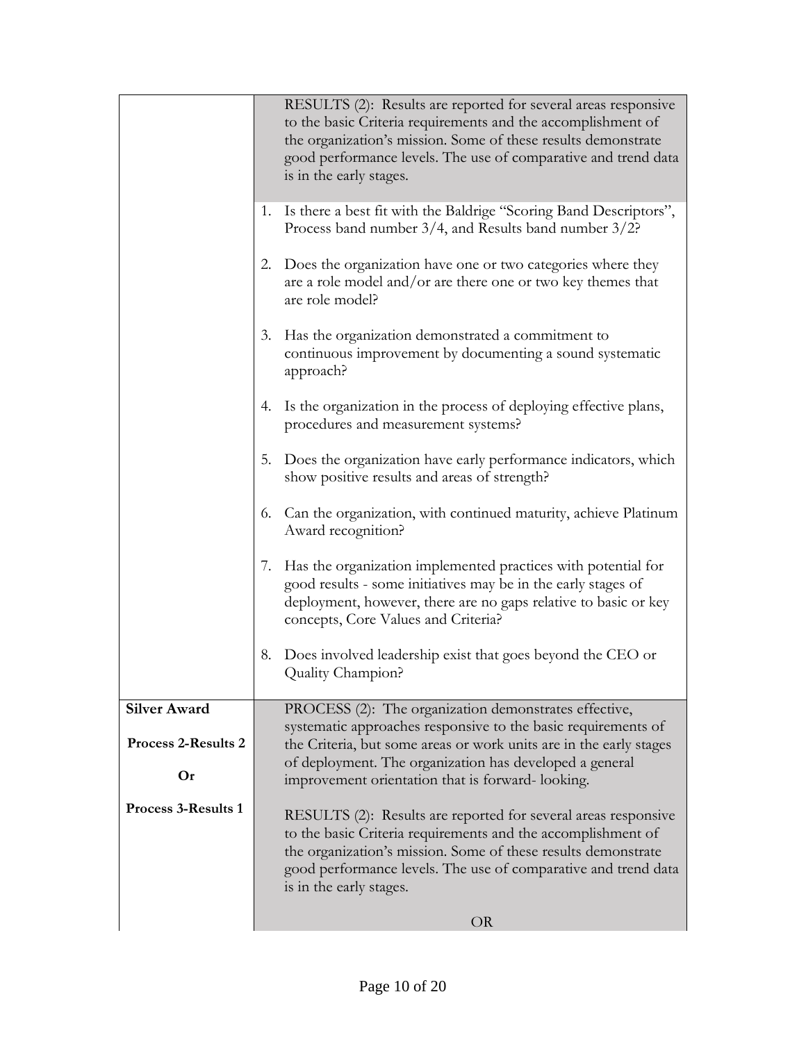| | |
|---|---|
| | RESULTS (2): Results are reported for several areas responsive to the basic Criteria requirements and the accomplishment of the organization's mission. Some of these results demonstrate good performance levels. The use of comparative and trend data is in the early stages.<br><br>1. Is there a best fit with the Baldrige "Scoring Band Descriptors", Process band number 3/4, and Results band number 3/2?<br>2. Does the organization have one or two categories where they are a role model and/or are there one or two key themes that are role model?<br>3. Has the organization demonstrated a commitment to continuous improvement by documenting a sound systematic approach?<br>4. Is the organization in the process of deploying effective plans, procedures and measurement systems?<br>5. Does the organization have early performance indicators, which show positive results and areas of strength?<br>6. Can the organization, with continued maturity, achieve Platinum Award recognition?<br>7. Has the organization implemented practices with potential for good results - some initiatives may be in the early stages of deployment, however, there are no gaps relative to basic or key concepts, Core Values and Criteria?<br>8. Does involved leadership exist that goes beyond the CEO or Quality Champion? |
| **Silver Award**<br><br>**Process 2-Results 2**<br><br>**Or**<br><br>**Process 3-Results 1** | PROCESS (2): The organization demonstrates effective, systematic approaches responsive to the basic requirements of the Criteria, but some areas or work units are in the early stages of deployment. The organization has developed a general improvement orientation that is forward- looking.<br><br>RESULTS (2): Results are reported for several areas responsive to the basic Criteria requirements and the accomplishment of the organization's mission. Some of these results demonstrate good performance levels. The use of comparative and trend data is in the early stages.<br><br>OR |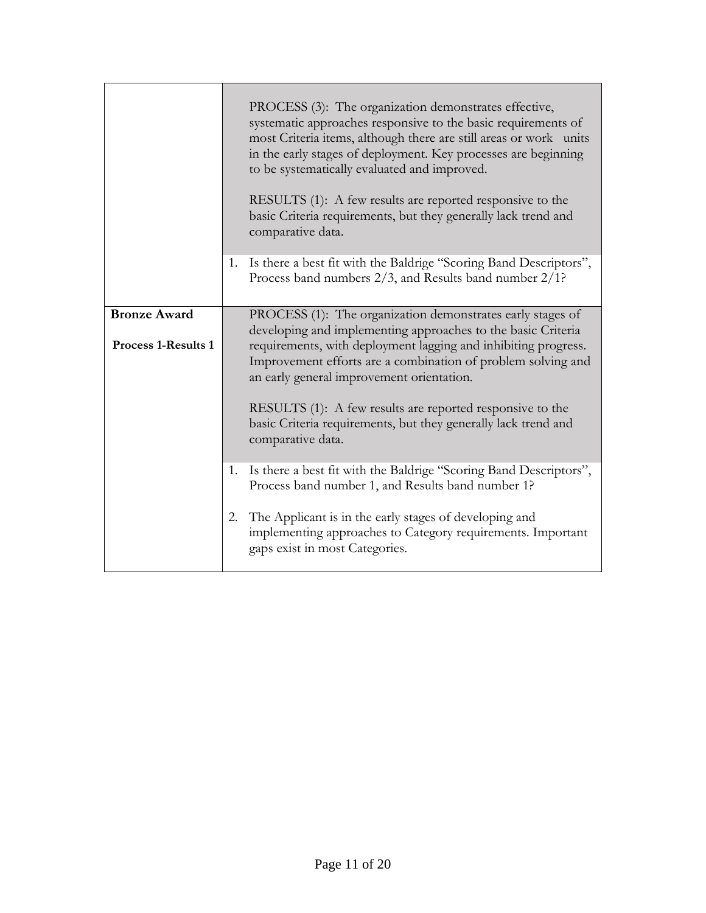| | |
|---|---|
| | PROCESS (3): The organization demonstrates effective, systematic approaches responsive to the basic requirements of most Criteria items, although there are still areas or work units in the early stages of deployment. Key processes are beginning to be systematically evaluated and improved.<br><br>RESULTS (1): A few results are reported responsive to the basic Criteria requirements, but they generally lack trend and comparative data.<br><br>1. Is there a best fit with the Baldrige "Scoring Band Descriptors", Process band numbers 2/3, and Results band number 2/1? |
| **Bronze Award**<br><br>**Process 1-Results 1** | PROCESS (1): The organization demonstrates early stages of developing and implementing approaches to the basic Criteria requirements, with deployment lagging and inhibiting progress. Improvement efforts are a combination of problem solving and an early general improvement orientation.<br><br>RESULTS (1): A few results are reported responsive to the basic Criteria requirements, but they generally lack trend and comparative data.<br><br>1. Is there a best fit with the Baldrige "Scoring Band Descriptors", Process band number 1, and Results band number 1?<br><br>2. The Applicant is in the early stages of developing and implementing approaches to Category requirements. Important gaps exist in most Categories. |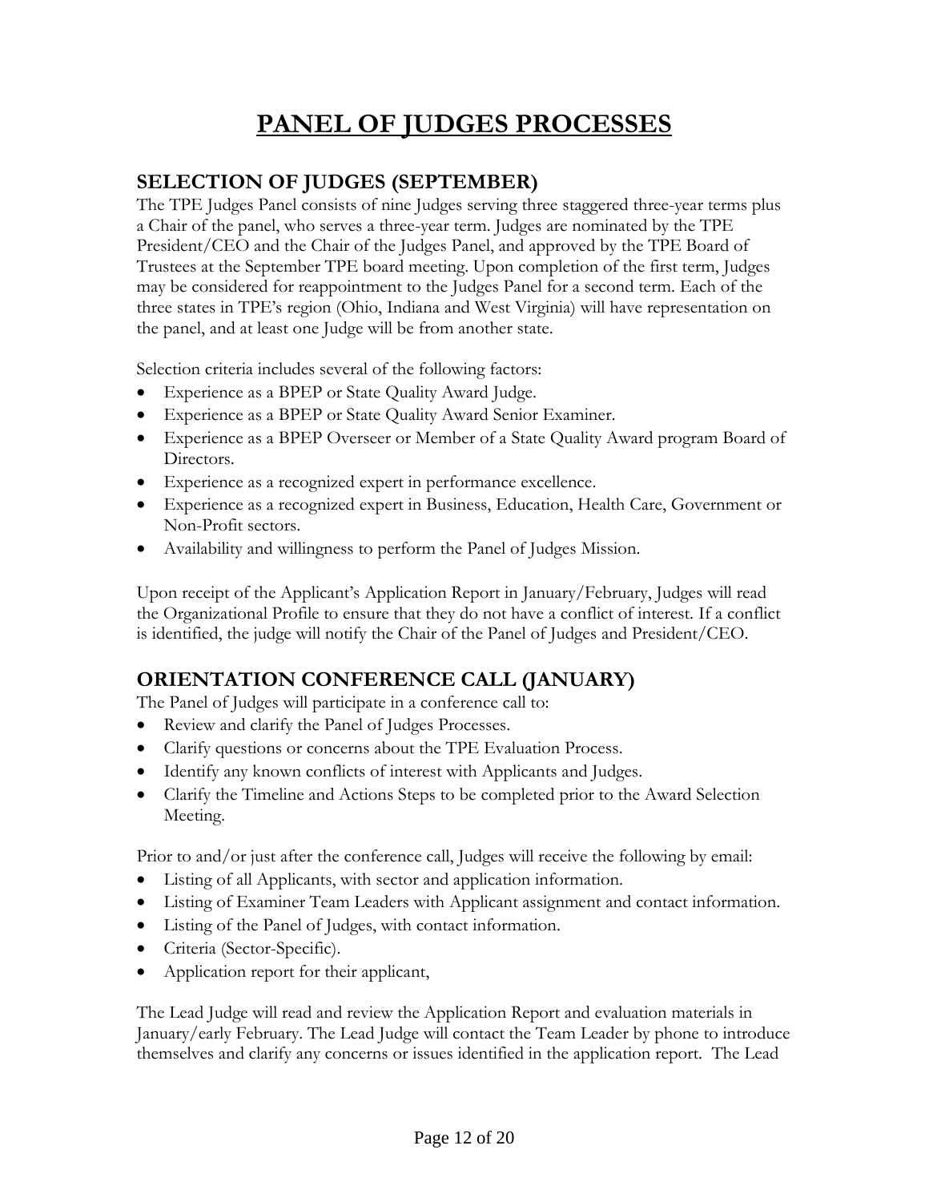# PANEL OF JUDGES PROCESSES

## SELECTION OF JUDGES (SEPTEMBER)

The TPE Judges Panel consists of nine Judges serving three staggered three-year terms plus a Chair of the panel, who serves a three-year term. Judges are nominated by the TPE President/CEO and the Chair of the Judges Panel, and approved by the TPE Board of Trustees at the September TPE board meeting. Upon completion of the first term, Judges may be considered for reappointment to the Judges Panel for a second term. Each of the three states in TPE's region (Ohio, Indiana and West Virginia) will have representation on the panel, and at least one Judge will be from another state.

Selection criteria includes several of the following factors:

- Experience as a BPEP or State Quality Award Judge.
- Experience as a BPEP or State Quality Award Senior Examiner.
- Experience as a BPEP Overseer or Member of a State Quality Award program Board of Directors.
- Experience as a recognized expert in performance excellence.
- Experience as a recognized expert in Business, Education, Health Care, Government or Non-Profit sectors.
- Availability and willingness to perform the Panel of Judges Mission.

Upon receipt of the Applicant's Application Report in January/February, Judges will read the Organizational Profile to ensure that they do not have a conflict of interest. If a conflict is identified, the judge will notify the Chair of the Panel of Judges and President/CEO.

## ORIENTATION CONFERENCE CALL (JANUARY)

The Panel of Judges will participate in a conference call to:

- Review and clarify the Panel of Judges Processes.
- Clarify questions or concerns about the TPE Evaluation Process.
- Identify any known conflicts of interest with Applicants and Judges.
- Clarify the Timeline and Actions Steps to be completed prior to the Award Selection Meeting.

Prior to and/or just after the conference call, Judges will receive the following by email:

- Listing of all Applicants, with sector and application information.
- Listing of Examiner Team Leaders with Applicant assignment and contact information.
- Listing of the Panel of Judges, with contact information.
- Criteria (Sector-Specific).
- Application report for their applicant,

The Lead Judge will read and review the Application Report and evaluation materials in January/early February. The Lead Judge will contact the Team Leader by phone to introduce themselves and clarify any concerns or issues identified in the application report. The Lead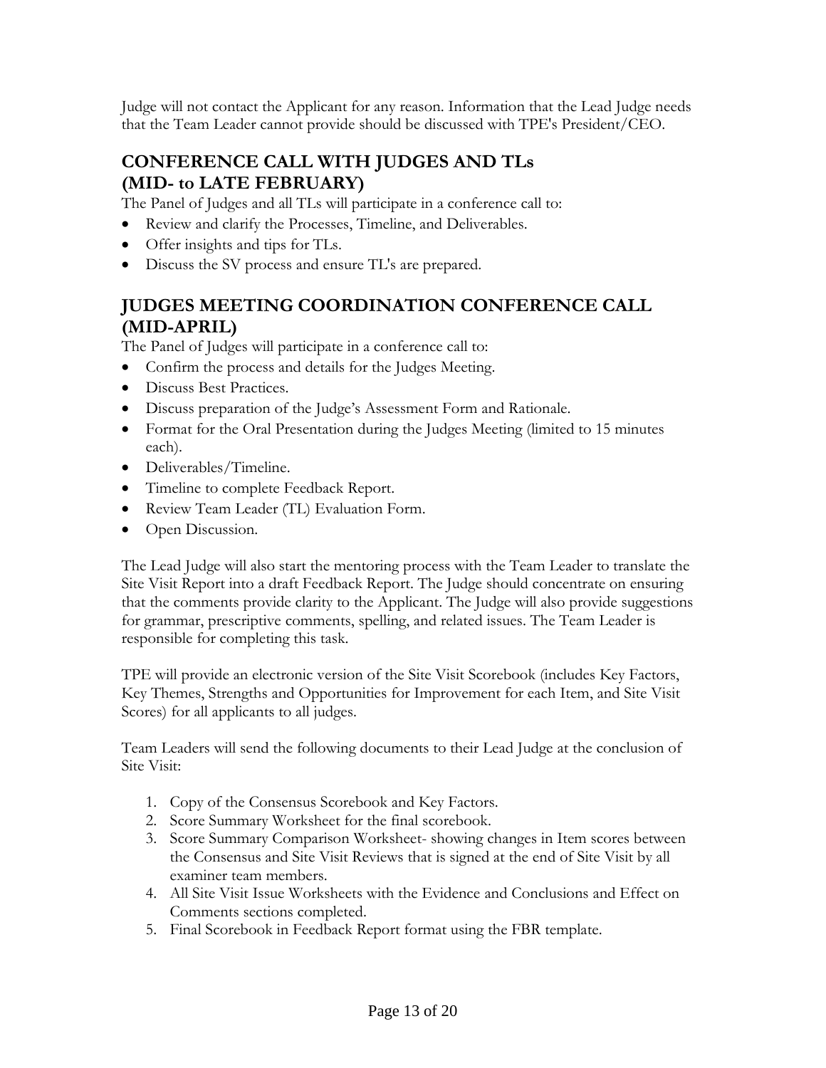Judge will not contact the Applicant for any reason. Information that the Lead Judge needs that the Team Leader cannot provide should be discussed with TPE's President/CEO.

## CONFERENCE CALL WITH JUDGES AND TLs (MID- to LATE FEBRUARY)

The Panel of Judges and all TLs will participate in a conference call to:

- Review and clarify the Processes, Timeline, and Deliverables.
- Offer insights and tips for TLs.
- Discuss the SV process and ensure TL's are prepared.

## JUDGES MEETING COORDINATION CONFERENCE CALL (MID-APRIL)

The Panel of Judges will participate in a conference call to:

- Confirm the process and details for the Judges Meeting.
- Discuss Best Practices.
- Discuss preparation of the Judge's Assessment Form and Rationale.
- Format for the Oral Presentation during the Judges Meeting (limited to 15 minutes each).
- Deliverables/Timeline.
- Timeline to complete Feedback Report.
- Review Team Leader (TL) Evaluation Form.
- Open Discussion.

The Lead Judge will also start the mentoring process with the Team Leader to translate the Site Visit Report into a draft Feedback Report. The Judge should concentrate on ensuring that the comments provide clarity to the Applicant. The Judge will also provide suggestions for grammar, prescriptive comments, spelling, and related issues. The Team Leader is responsible for completing this task.

TPE will provide an electronic version of the Site Visit Scorebook (includes Key Factors, Key Themes, Strengths and Opportunities for Improvement for each Item, and Site Visit Scores) for all applicants to all judges.

Team Leaders will send the following documents to their Lead Judge at the conclusion of Site Visit:

1. Copy of the Consensus Scorebook and Key Factors.
2. Score Summary Worksheet for the final scorebook.
3. Score Summary Comparison Worksheet- showing changes in Item scores between the Consensus and Site Visit Reviews that is signed at the end of Site Visit by all examiner team members.
4. All Site Visit Issue Worksheets with the Evidence and Conclusions and Effect on Comments sections completed.
5. Final Scorebook in Feedback Report format using the FBR template.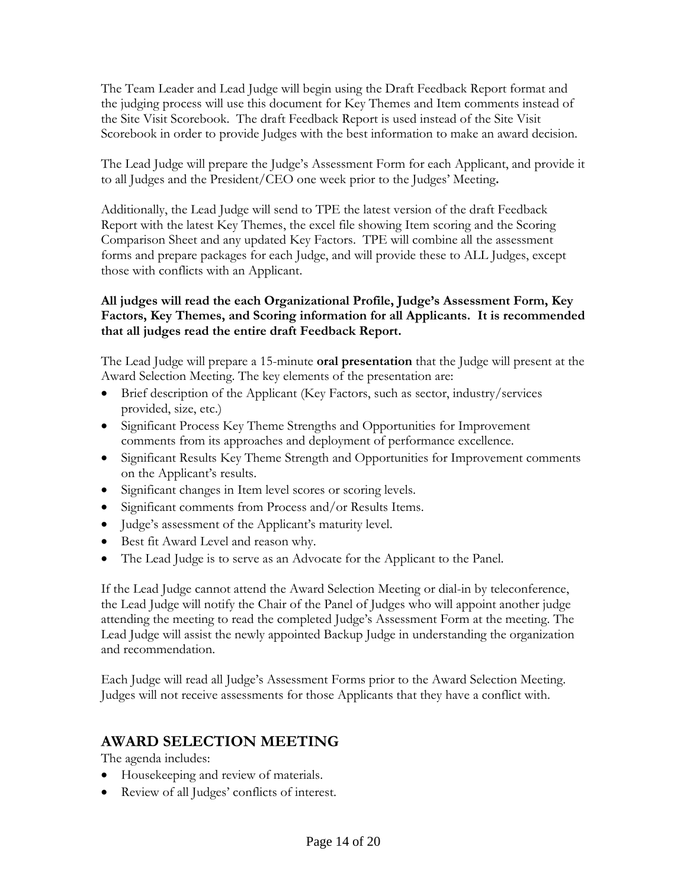The Team Leader and Lead Judge will begin using the Draft Feedback Report format and the judging process will use this document for Key Themes and Item comments instead of the Site Visit Scorebook. The draft Feedback Report is used instead of the Site Visit Scorebook in order to provide Judges with the best information to make an award decision.

The Lead Judge will prepare the Judge's Assessment Form for each Applicant, and provide it to all Judges and the President/CEO one week prior to the Judges' Meeting**.**

Additionally, the Lead Judge will send to TPE the latest version of the draft Feedback Report with the latest Key Themes, the excel file showing Item scoring and the Scoring Comparison Sheet and any updated Key Factors. TPE will combine all the assessment forms and prepare packages for each Judge, and will provide these to ALL Judges, except those with conflicts with an Applicant.

**All judges will read the each Organizational Profile, Judge's Assessment Form, Key Factors, Key Themes, and Scoring information for all Applicants. It is recommended that all judges read the entire draft Feedback Report.**

The Lead Judge will prepare a 15-minute **oral presentation** that the Judge will present at the Award Selection Meeting. The key elements of the presentation are:

- Brief description of the Applicant (Key Factors, such as sector, industry/services provided, size, etc.)
- Significant Process Key Theme Strengths and Opportunities for Improvement comments from its approaches and deployment of performance excellence.
- Significant Results Key Theme Strength and Opportunities for Improvement comments on the Applicant's results.
- Significant changes in Item level scores or scoring levels.
- Significant comments from Process and/or Results Items.
- Judge's assessment of the Applicant's maturity level.
- Best fit Award Level and reason why.
- The Lead Judge is to serve as an Advocate for the Applicant to the Panel.

If the Lead Judge cannot attend the Award Selection Meeting or dial-in by teleconference, the Lead Judge will notify the Chair of the Panel of Judges who will appoint another judge attending the meeting to read the completed Judge's Assessment Form at the meeting. The Lead Judge will assist the newly appointed Backup Judge in understanding the organization and recommendation.

Each Judge will read all Judge's Assessment Forms prior to the Award Selection Meeting. Judges will not receive assessments for those Applicants that they have a conflict with.

## AWARD SELECTION MEETING

The agenda includes:

- Housekeeping and review of materials.
- Review of all Judges' conflicts of interest.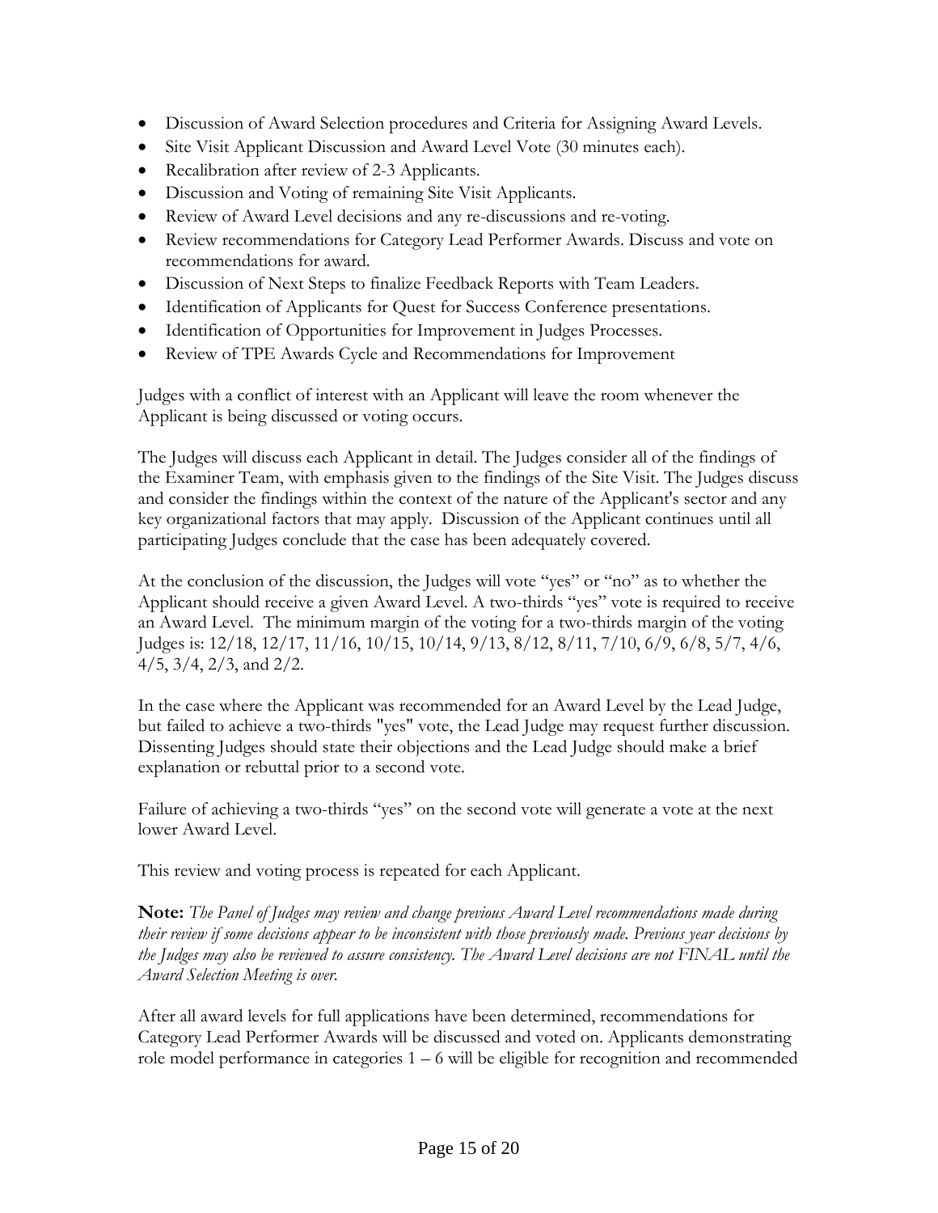- Discussion of Award Selection procedures and Criteria for Assigning Award Levels.
- Site Visit Applicant Discussion and Award Level Vote (30 minutes each).
- Recalibration after review of 2-3 Applicants.
- Discussion and Voting of remaining Site Visit Applicants.
- Review of Award Level decisions and any re-discussions and re-voting.
- Review recommendations for Category Lead Performer Awards. Discuss and vote on recommendations for award.
- Discussion of Next Steps to finalize Feedback Reports with Team Leaders.
- Identification of Applicants for Quest for Success Conference presentations.
- Identification of Opportunities for Improvement in Judges Processes.
- Review of TPE Awards Cycle and Recommendations for Improvement

Judges with a conflict of interest with an Applicant will leave the room whenever the Applicant is being discussed or voting occurs.

The Judges will discuss each Applicant in detail. The Judges consider all of the findings of the Examiner Team, with emphasis given to the findings of the Site Visit. The Judges discuss and consider the findings within the context of the nature of the Applicant's sector and any key organizational factors that may apply. Discussion of the Applicant continues until all participating Judges conclude that the case has been adequately covered.

At the conclusion of the discussion, the Judges will vote "yes" or "no" as to whether the Applicant should receive a given Award Level. A two-thirds "yes" vote is required to receive an Award Level. The minimum margin of the voting for a two-thirds margin of the voting Judges is: 12/18, 12/17, 11/16, 10/15, 10/14, 9/13, 8/12, 8/11, 7/10, 6/9, 6/8, 5/7, 4/6, 4/5, 3/4, 2/3, and 2/2.

In the case where the Applicant was recommended for an Award Level by the Lead Judge, but failed to achieve a two-thirds "yes" vote, the Lead Judge may request further discussion. Dissenting Judges should state their objections and the Lead Judge should make a brief explanation or rebuttal prior to a second vote.

Failure of achieving a two-thirds "yes" on the second vote will generate a vote at the next lower Award Level.

This review and voting process is repeated for each Applicant.

**Note:** *The Panel of Judges may review and change previous Award Level recommendations made during their review if some decisions appear to be inconsistent with those previously made. Previous year decisions by the Judges may also be reviewed to assure consistency. The Award Level decisions are not FINAL until the Award Selection Meeting is over.*

After all award levels for full applications have been determined, recommendations for Category Lead Performer Awards will be discussed and voted on. Applicants demonstrating role model performance in categories 1 – 6 will be eligible for recognition and recommended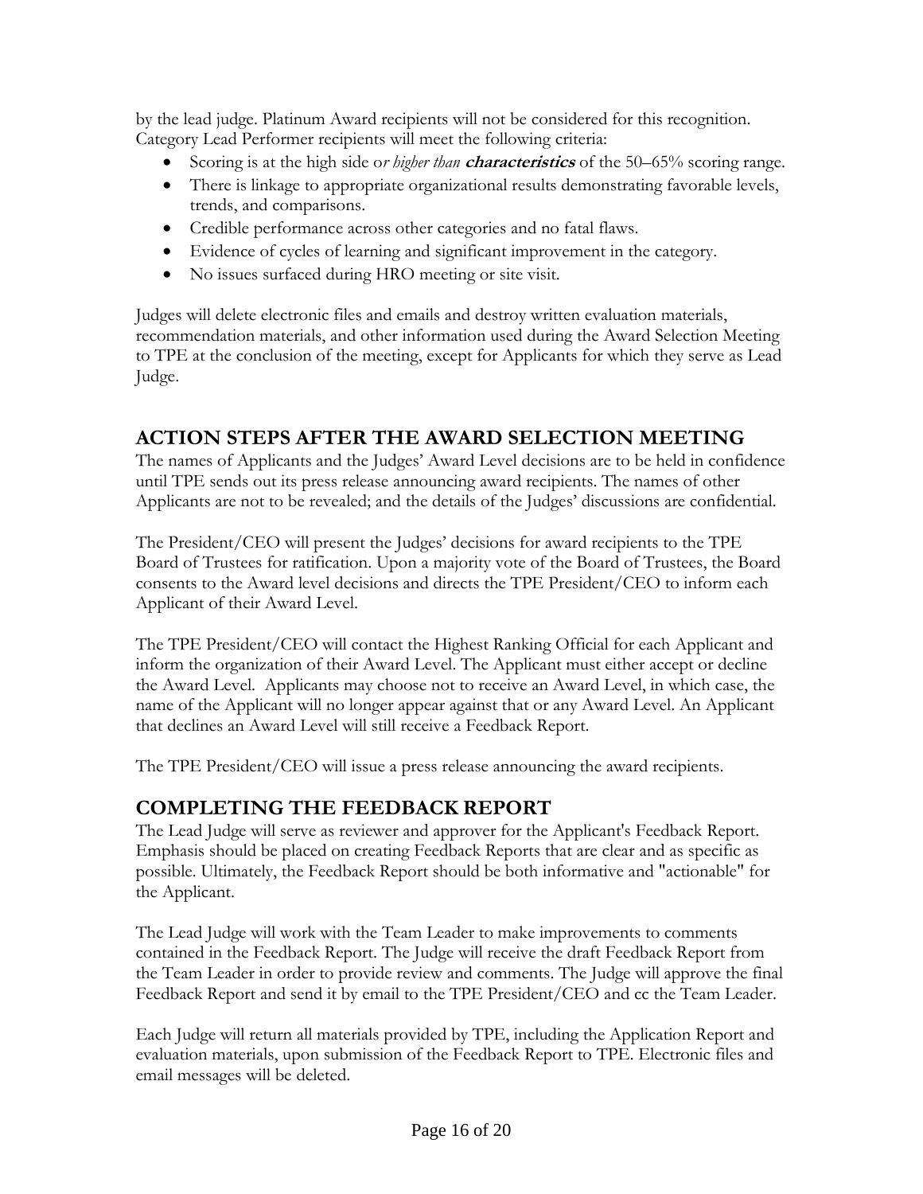by the lead judge. Platinum Award recipients will not be considered for this recognition. Category Lead Performer recipients will meet the following criteria:

- Scoring is at the high side o*r higher than* ***characteristics*** of the 50–65% scoring range.
- There is linkage to appropriate organizational results demonstrating favorable levels, trends, and comparisons.
- Credible performance across other categories and no fatal flaws.
- Evidence of cycles of learning and significant improvement in the category.
- No issues surfaced during HRO meeting or site visit.

Judges will delete electronic files and emails and destroy written evaluation materials, recommendation materials, and other information used during the Award Selection Meeting to TPE at the conclusion of the meeting, except for Applicants for which they serve as Lead Judge.

## ACTION STEPS AFTER THE AWARD SELECTION MEETING

The names of Applicants and the Judges' Award Level decisions are to be held in confidence until TPE sends out its press release announcing award recipients. The names of other Applicants are not to be revealed; and the details of the Judges' discussions are confidential.

The President/CEO will present the Judges' decisions for award recipients to the TPE Board of Trustees for ratification. Upon a majority vote of the Board of Trustees, the Board consents to the Award level decisions and directs the TPE President/CEO to inform each Applicant of their Award Level.

The TPE President/CEO will contact the Highest Ranking Official for each Applicant and inform the organization of their Award Level. The Applicant must either accept or decline the Award Level. Applicants may choose not to receive an Award Level, in which case, the name of the Applicant will no longer appear against that or any Award Level. An Applicant that declines an Award Level will still receive a Feedback Report.

The TPE President/CEO will issue a press release announcing the award recipients.

## COMPLETING THE FEEDBACK REPORT

The Lead Judge will serve as reviewer and approver for the Applicant's Feedback Report. Emphasis should be placed on creating Feedback Reports that are clear and as specific as possible. Ultimately, the Feedback Report should be both informative and "actionable" for the Applicant.

The Lead Judge will work with the Team Leader to make improvements to comments contained in the Feedback Report. The Judge will receive the draft Feedback Report from the Team Leader in order to provide review and comments. The Judge will approve the final Feedback Report and send it by email to the TPE President/CEO and cc the Team Leader.

Each Judge will return all materials provided by TPE, including the Application Report and evaluation materials, upon submission of the Feedback Report to TPE. Electronic files and email messages will be deleted.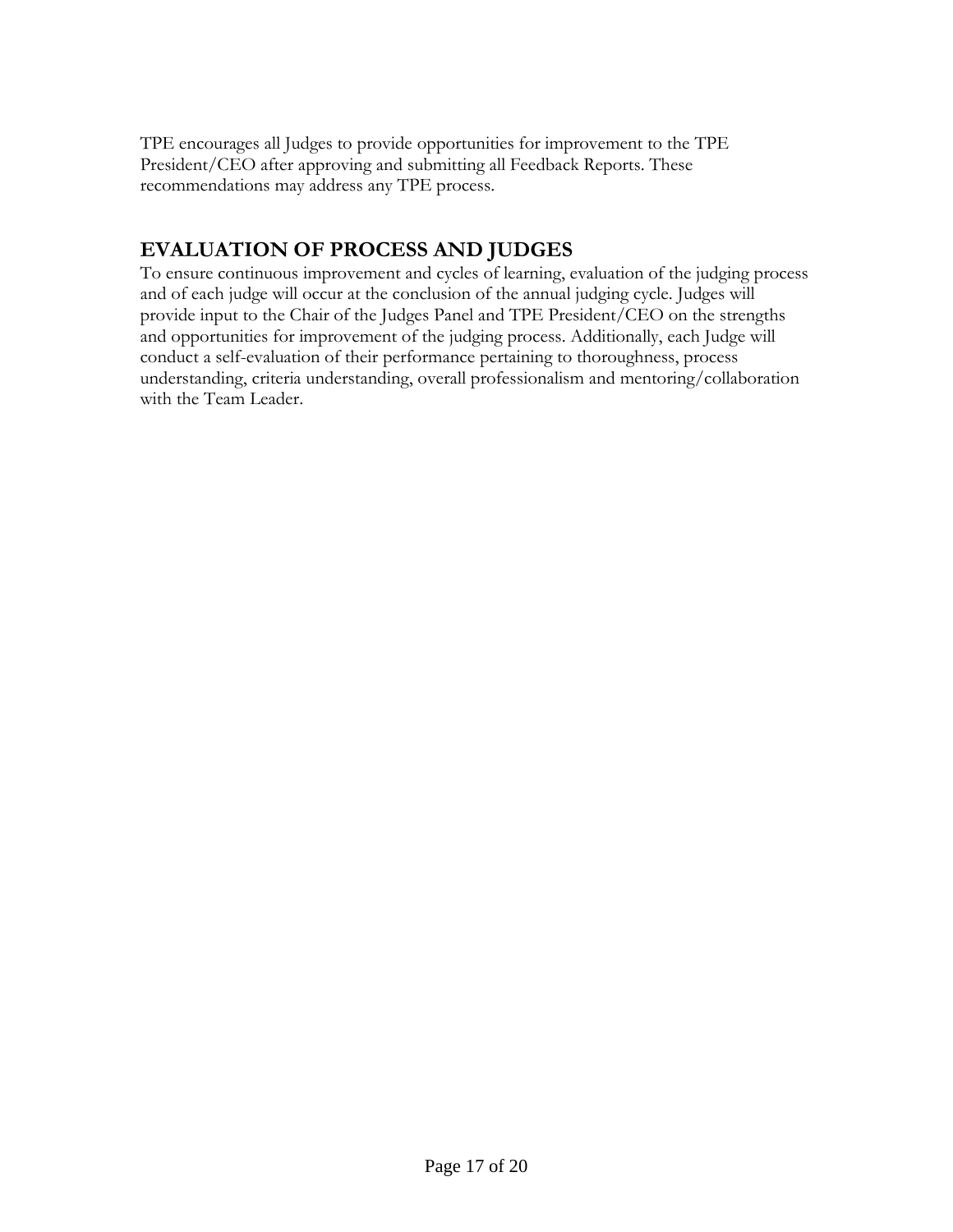TPE encourages all Judges to provide opportunities for improvement to the TPE President/CEO after approving and submitting all Feedback Reports. These recommendations may address any TPE process.

## EVALUATION OF PROCESS AND JUDGES

To ensure continuous improvement and cycles of learning, evaluation of the judging process and of each judge will occur at the conclusion of the annual judging cycle. Judges will provide input to the Chair of the Judges Panel and TPE President/CEO on the strengths and opportunities for improvement of the judging process. Additionally, each Judge will conduct a self-evaluation of their performance pertaining to thoroughness, process understanding, criteria understanding, overall professionalism and mentoring/collaboration with the Team Leader.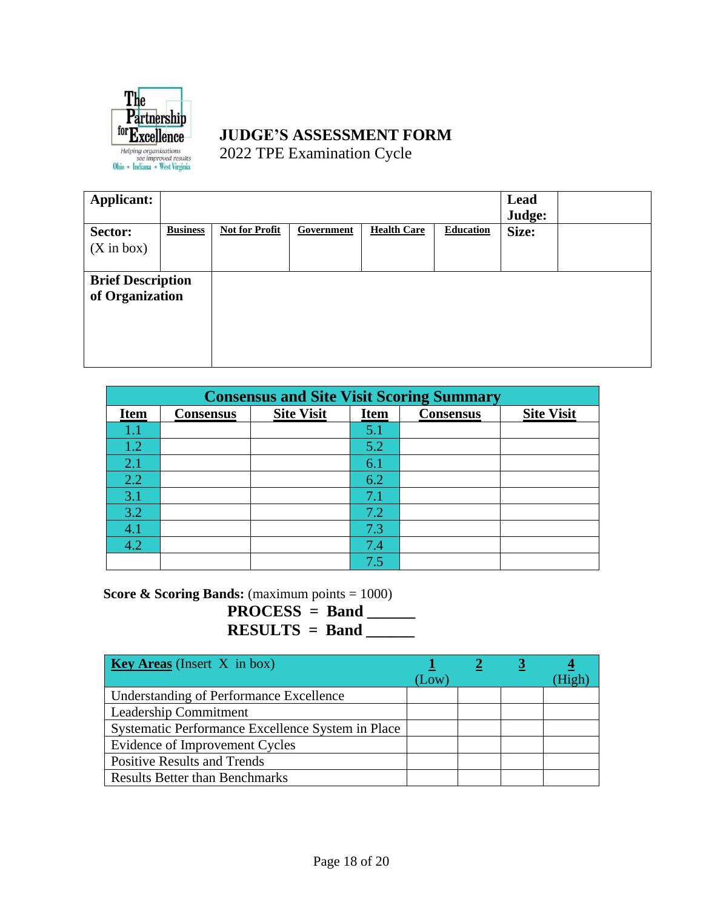The Partnership for Excellence
Helping organizations see improved results
Ohio • Indiana • West Virginia

# JUDGE'S ASSESSMENT FORM

2022 TPE Examination Cycle

| **Applicant:** | | | | | | | **Lead Judge:** | |
|---|---|---|---|---|---|---|---|---|
| **Sector:** (X in box) | **Business** | **Not for Profit** | **Government** | **Health Care** | **Education** | | **Size:** | |
| **Brief Description of Organization** | | | | | | | | |

| **Consensus and Site Visit Scoring Summary** | | | | | |
|---|---|---|---|---|---|
| **Item** | **Consensus** | **Site Visit** | **Item** | **Consensus** | **Site Visit** |
| 1.1 | | | 5.1 | | |
| 1.2 | | | 5.2 | | |
| 2.1 | | | 6.1 | | |
| 2.2 | | | 6.2 | | |
| 3.1 | | | 7.1 | | |
| 3.2 | | | 7.2 | | |
| 4.1 | | | 7.3 | | |
| 4.2 | | | 7.4 | | |
| | | | 7.5 | | |

**Score & Scoring Bands:** (maximum points = 1000)

**PROCESS = Band ______**

**RESULTS = Band ______**

| **Key Areas** (Insert X in box) | **1** (Low) | **2** | **3** | **4** (High) |
|---|---|---|---|---|
| Understanding of Performance Excellence | | | | |
| Leadership Commitment | | | | |
| Systematic Performance Excellence System in Place | | | | |
| Evidence of Improvement Cycles | | | | |
| Positive Results and Trends | | | | |
| Results Better than Benchmarks | | | | |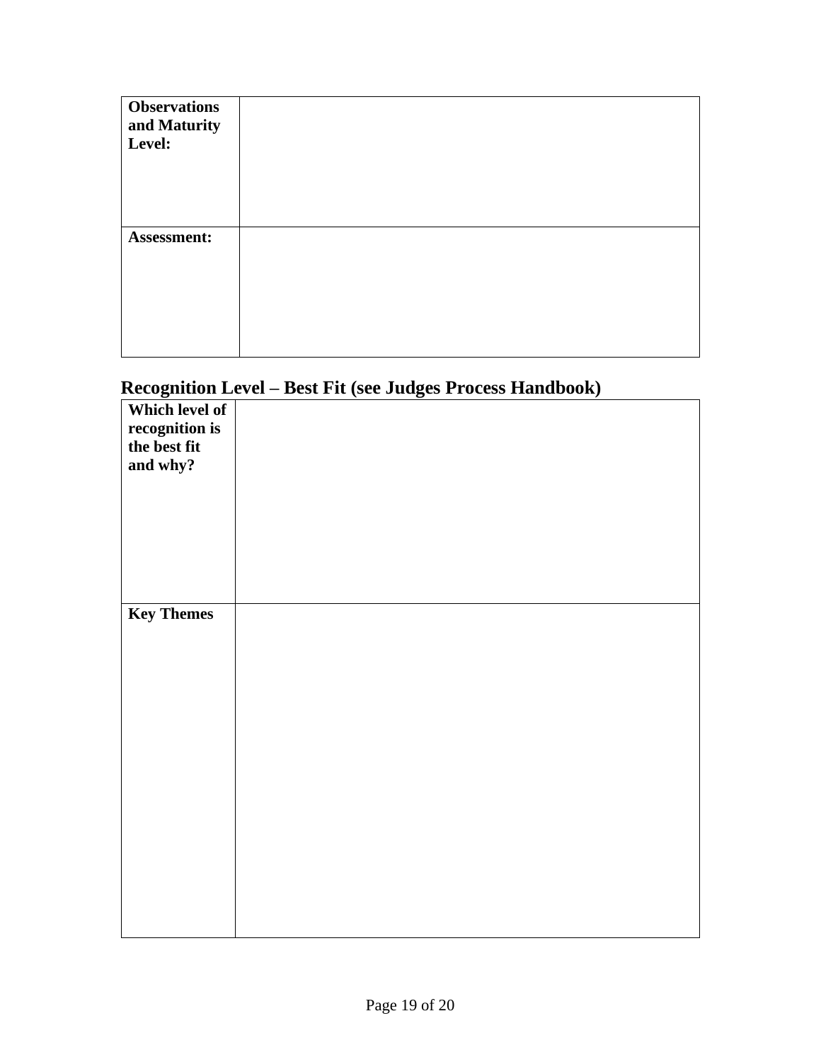| **Observations and Maturity Level:** | |
|---|---|
| **Assessment:** | |

## Recognition Level – Best Fit (see Judges Process Handbook)

| **Which level of recognition is the best fit and why?** | |
|---|---|
| **Key Themes** | |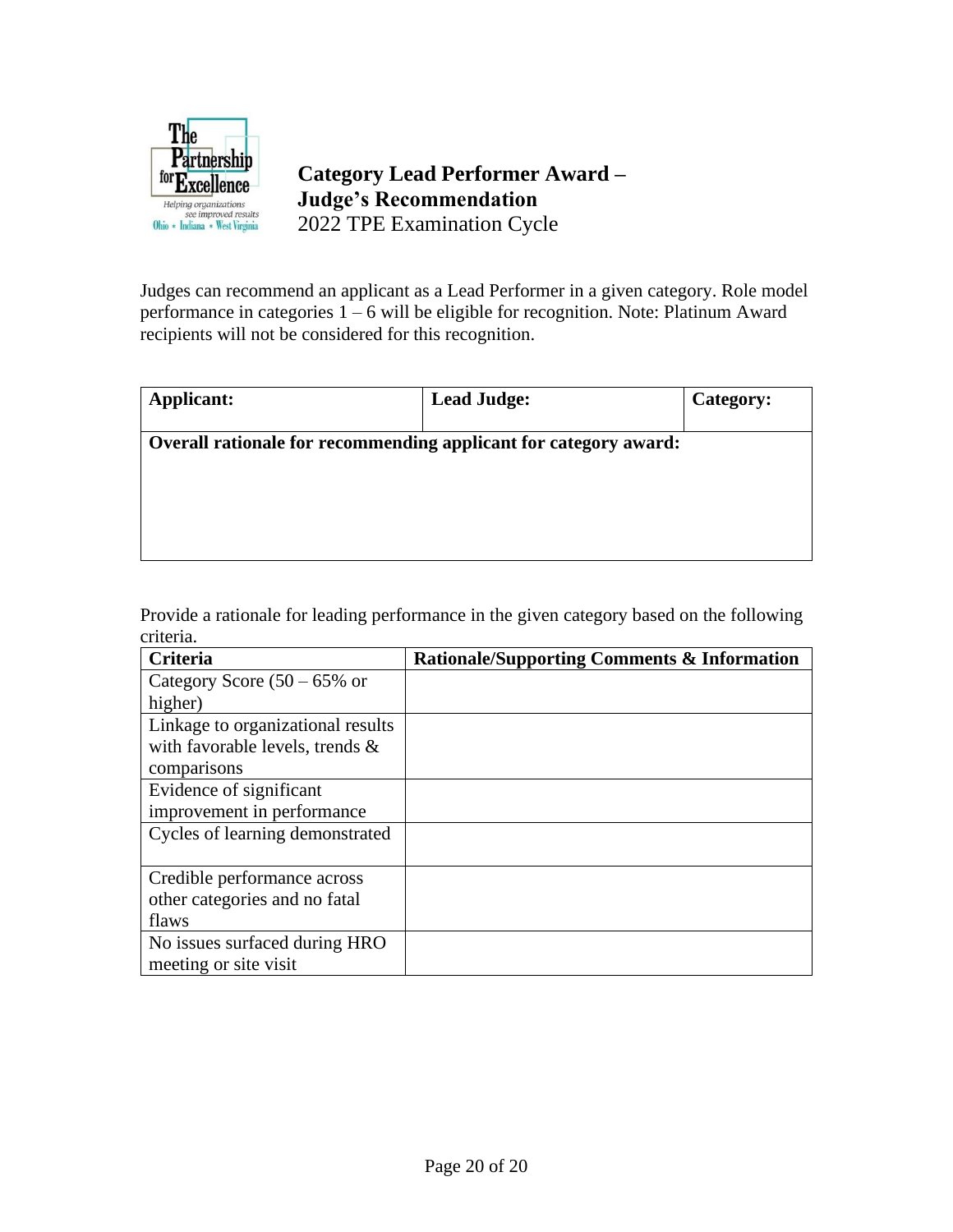# Category Lead Performer Award – Judge's Recommendation

2022 TPE Examination Cycle

Judges can recommend an applicant as a Lead Performer in a given category. Role model performance in categories 1 – 6 will be eligible for recognition. Note: Platinum Award recipients will not be considered for this recognition.

| **Applicant:** | **Lead Judge:** | **Category:** |
|---|---|---|
| **Overall rationale for recommending applicant for category award:** | | |

Provide a rationale for leading performance in the given category based on the following criteria.

| Criteria | Rationale/Supporting Comments & Information |
|---|---|
| Category Score (50 – 65% or higher) | |
| Linkage to organizational results with favorable levels, trends & comparisons | |
| Evidence of significant improvement in performance | |
| Cycles of learning demonstrated | |
| Credible performance across other categories and no fatal flaws | |
| No issues surfaced during HRO meeting or site visit | |